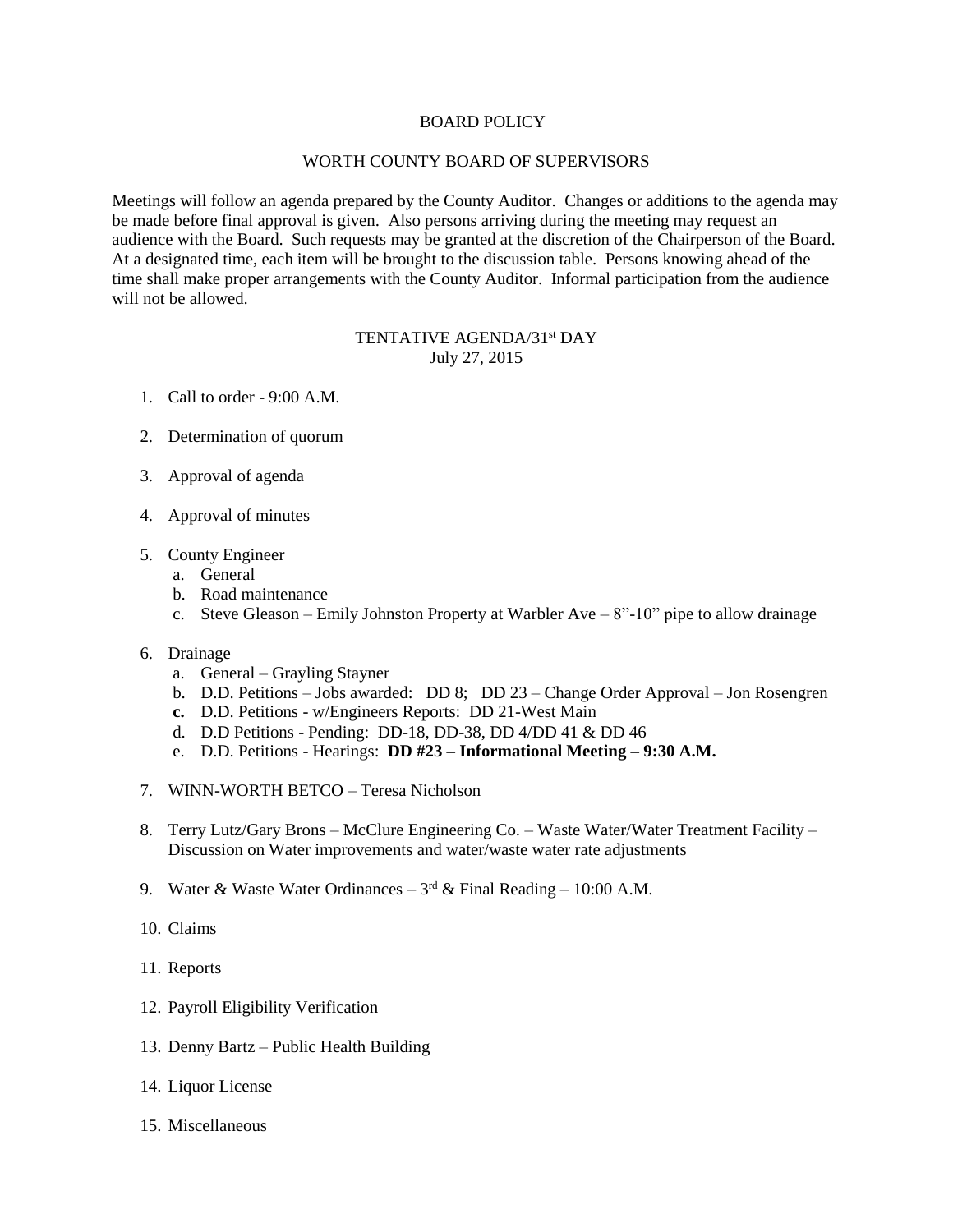# BOARD POLICY

## WORTH COUNTY BOARD OF SUPERVISORS

Meetings will follow an agenda prepared by the County Auditor. Changes or additions to the agenda may be made before final approval is given. Also persons arriving during the meeting may request an audience with the Board. Such requests may be granted at the discretion of the Chairperson of the Board. At a designated time, each item will be brought to the discussion table. Persons knowing ahead of the time shall make proper arrangements with the County Auditor. Informal participation from the audience will not be allowed.

## TENTATIVE AGENDA/31st DAY

July 27, 2015

1. Call to order - 9:00 A.M.

2. Determination of quorum

3. Approval of agenda

4. Approval of minutes

5. County Engineer
   a. General
   b. Road maintenance
   c. Steve Gleason – Emily Johnston Property at Warbler Ave – 8"-10" pipe to allow drainage

6. Drainage
   a. General – Grayling Stayner
   b. D.D. Petitions – Jobs awarded: DD 8; DD 23 – Change Order Approval – Jon Rosengren
   **c.** D.D. Petitions - w/Engineers Reports: DD 21-West Main
   d. D.D Petitions - Pending: DD-18, DD-38, DD 4/DD 41 & DD 46
   e. D.D. Petitions - Hearings: **DD #23 – Informational Meeting – 9:30 A.M.**

7. WINN-WORTH BETCO – Teresa Nicholson

8. Terry Lutz/Gary Brons – McClure Engineering Co. – Waste Water/Water Treatment Facility – Discussion on Water improvements and water/waste water rate adjustments

9. Water & Waste Water Ordinances – 3rd & Final Reading – 10:00 A.M.

10. Claims

11. Reports

12. Payroll Eligibility Verification

13. Denny Bartz – Public Health Building

14. Liquor License

15. Miscellaneous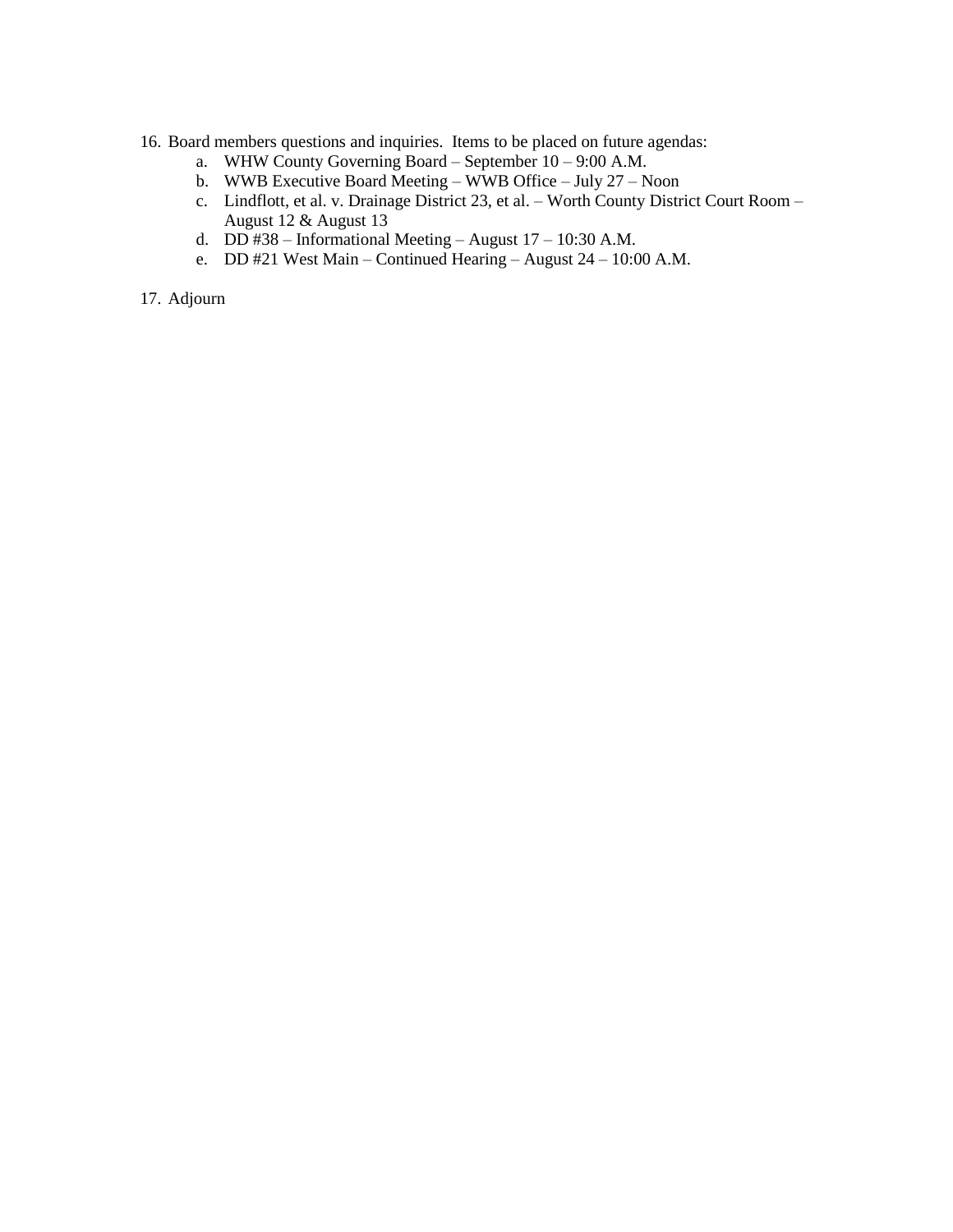16. Board members questions and inquiries.  Items to be placed on future agendas:
    a. WHW County Governing Board – September 10 – 9:00 A.M.
    b. WWB Executive Board Meeting – WWB Office – July 27 – Noon
    c. Lindflott, et al. v. Drainage District 23, et al. – Worth County District Court Room – August 12 & August 13
    d. DD #38 – Informational Meeting – August 17 – 10:30 A.M.
    e. DD #21 West Main – Continued Hearing – August 24 – 10:00 A.M.

17. Adjourn